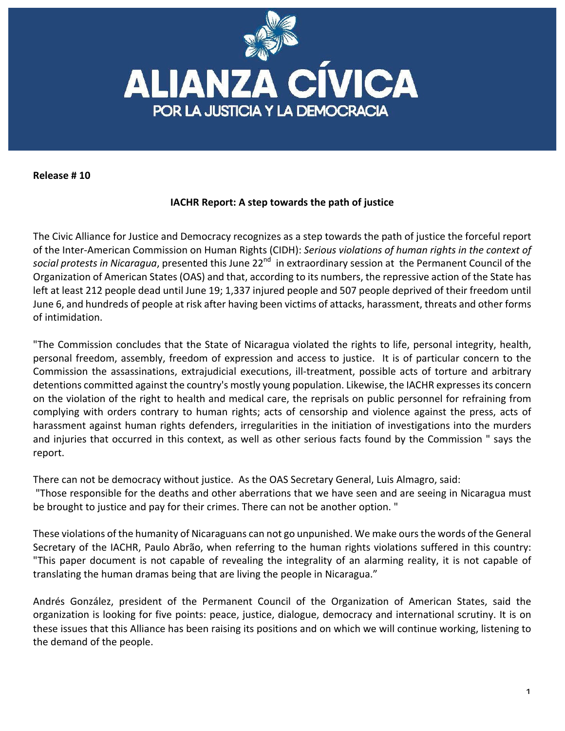# ALIANZA CÍVICA

POR LA JUSTICIA Y LA DEMOCRACIA

**Release # 10**

## IACHR Report: A step towards the path of justice

The Civic Alliance for Justice and Democracy recognizes as a step towards the path of justice the forceful report of the Inter-American Commission on Human Rights (CIDH): *Serious violations of human rights in the context of social protests in Nicaragua*, presented this June 22nd in extraordinary session at the Permanent Council of the Organization of American States (OAS) and that, according to its numbers, the repressive action of the State has left at least 212 people dead until June 19; 1,337 injured people and 507 people deprived of their freedom until June 6, and hundreds of people at risk after having been victims of attacks, harassment, threats and other forms of intimidation.

"The Commission concludes that the State of Nicaragua violated the rights to life, personal integrity, health, personal freedom, assembly, freedom of expression and access to justice. It is of particular concern to the Commission the assassinations, extrajudicial executions, ill-treatment, possible acts of torture and arbitrary detentions committed against the country's mostly young population. Likewise, the IACHR expresses its concern on the violation of the right to health and medical care, the reprisals on public personnel for refraining from complying with orders contrary to human rights; acts of censorship and violence against the press, acts of harassment against human rights defenders, irregularities in the initiation of investigations into the murders and injuries that occurred in this context, as well as other serious facts found by the Commission " says the report.

There can not be democracy without justice. As the OAS Secretary General, Luis Almagro, said:
"Those responsible for the deaths and other aberrations that we have seen and are seeing in Nicaragua must be brought to justice and pay for their crimes. There can not be another option. "

These violations of the humanity of Nicaraguans can not go unpunished. We make ours the words of the General Secretary of the IACHR, Paulo Abrão, when referring to the human rights violations suffered in this country: "This paper document is not capable of revealing the integrality of an alarming reality, it is not capable of translating the human dramas being that are living the people in Nicaragua."

Andrés González, president of the Permanent Council of the Organization of American States, said the organization is looking for five points: peace, justice, dialogue, democracy and international scrutiny. It is on these issues that this Alliance has been raising its positions and on which we will continue working, listening to the demand of the people.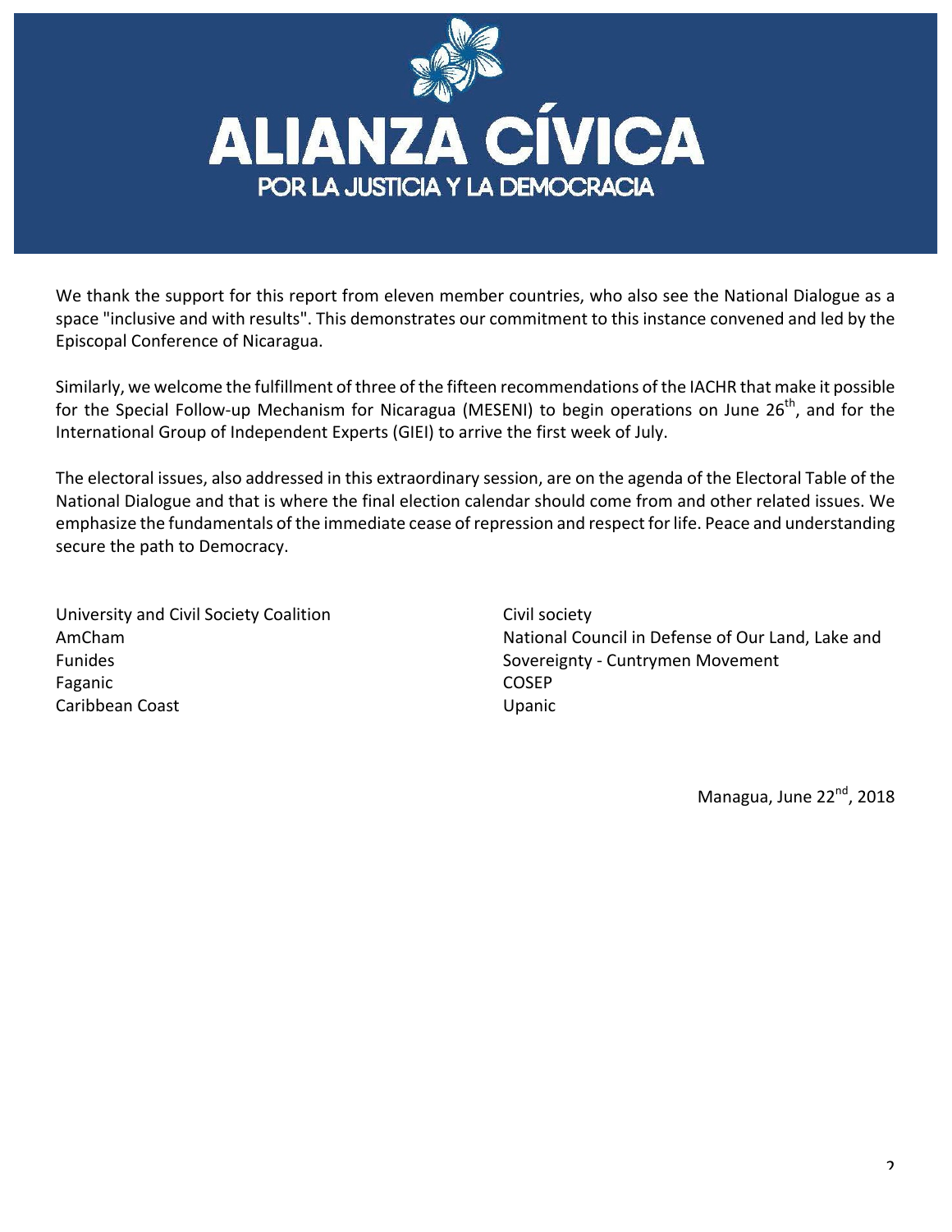# ALIANZA CÍVICA

POR LA JUSTICIA Y LA DEMOCRACIA

We thank the support for this report from eleven member countries, who also see the National Dialogue as a space "inclusive and with results". This demonstrates our commitment to this instance convened and led by the Episcopal Conference of Nicaragua.

Similarly, we welcome the fulfillment of three of the fifteen recommendations of the IACHR that make it possible for the Special Follow-up Mechanism for Nicaragua (MESENI) to begin operations on June 26th, and for the International Group of Independent Experts (GIEI) to arrive the first week of July.

The electoral issues, also addressed in this extraordinary session, are on the agenda of the Electoral Table of the National Dialogue and that is where the final election calendar should come from and other related issues. We emphasize the fundamentals of the immediate cease of repression and respect for life. Peace and understanding secure the path to Democracy.

University and Civil Society Coalition
AmCham
Funides
Faganic
Caribbean Coast
Civil society
National Council in Defense of Our Land, Lake and Sovereignty - Cuntrymen Movement
COSEP
Upanic

Managua, June 22nd, 2018